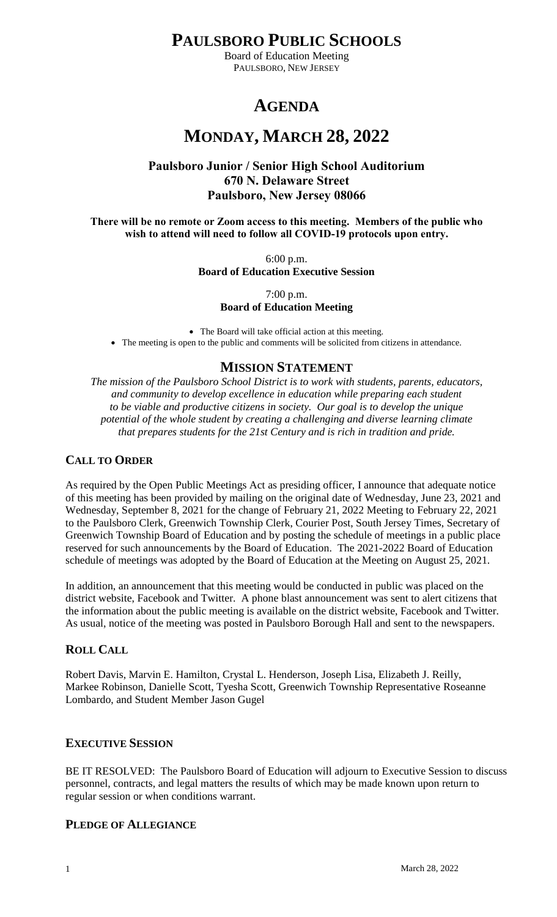# PAULSBORO PUBLIC SCHOOLS

Board of Education Meeting
PAULSBORO, NEW JERSEY

# AGENDA

# MONDAY, MARCH 28, 2022

### Paulsboro Junior / Senior High School Auditorium
### 670 N. Delaware Street
### Paulsboro, New Jersey 08066

**There will be no remote or Zoom access to this meeting. Members of the public who wish to attend will need to follow all COVID-19 protocols upon entry.**

6:00 p.m.
**Board of Education Executive Session**

7:00 p.m.
**Board of Education Meeting**

- The Board will take official action at this meeting.
- The meeting is open to the public and comments will be solicited from citizens in attendance.

## MISSION STATEMENT

*The mission of the Paulsboro School District is to work with students, parents, educators, and community to develop excellence in education while preparing each student to be viable and productive citizens in society. Our goal is to develop the unique potential of the whole student by creating a challenging and diverse learning climate that prepares students for the 21st Century and is rich in tradition and pride.*

## CALL TO ORDER

As required by the Open Public Meetings Act as presiding officer, I announce that adequate notice of this meeting has been provided by mailing on the original date of Wednesday, June 23, 2021 and Wednesday, September 8, 2021 for the change of February 21, 2022 Meeting to February 22, 2021 to the Paulsboro Clerk, Greenwich Township Clerk, Courier Post, South Jersey Times, Secretary of Greenwich Township Board of Education and by posting the schedule of meetings in a public place reserved for such announcements by the Board of Education. The 2021-2022 Board of Education schedule of meetings was adopted by the Board of Education at the Meeting on August 25, 2021.

In addition, an announcement that this meeting would be conducted in public was placed on the district website, Facebook and Twitter. A phone blast announcement was sent to alert citizens that the information about the public meeting is available on the district website, Facebook and Twitter. As usual, notice of the meeting was posted in Paulsboro Borough Hall and sent to the newspapers.

## ROLL CALL

Robert Davis, Marvin E. Hamilton, Crystal L. Henderson, Joseph Lisa, Elizabeth J. Reilly, Markee Robinson, Danielle Scott, Tyesha Scott, Greenwich Township Representative Roseanne Lombardo, and Student Member Jason Gugel

## EXECUTIVE SESSION

BE IT RESOLVED: The Paulsboro Board of Education will adjourn to Executive Session to discuss personnel, contracts, and legal matters the results of which may be made known upon return to regular session or when conditions warrant.

## PLEDGE OF ALLEGIANCE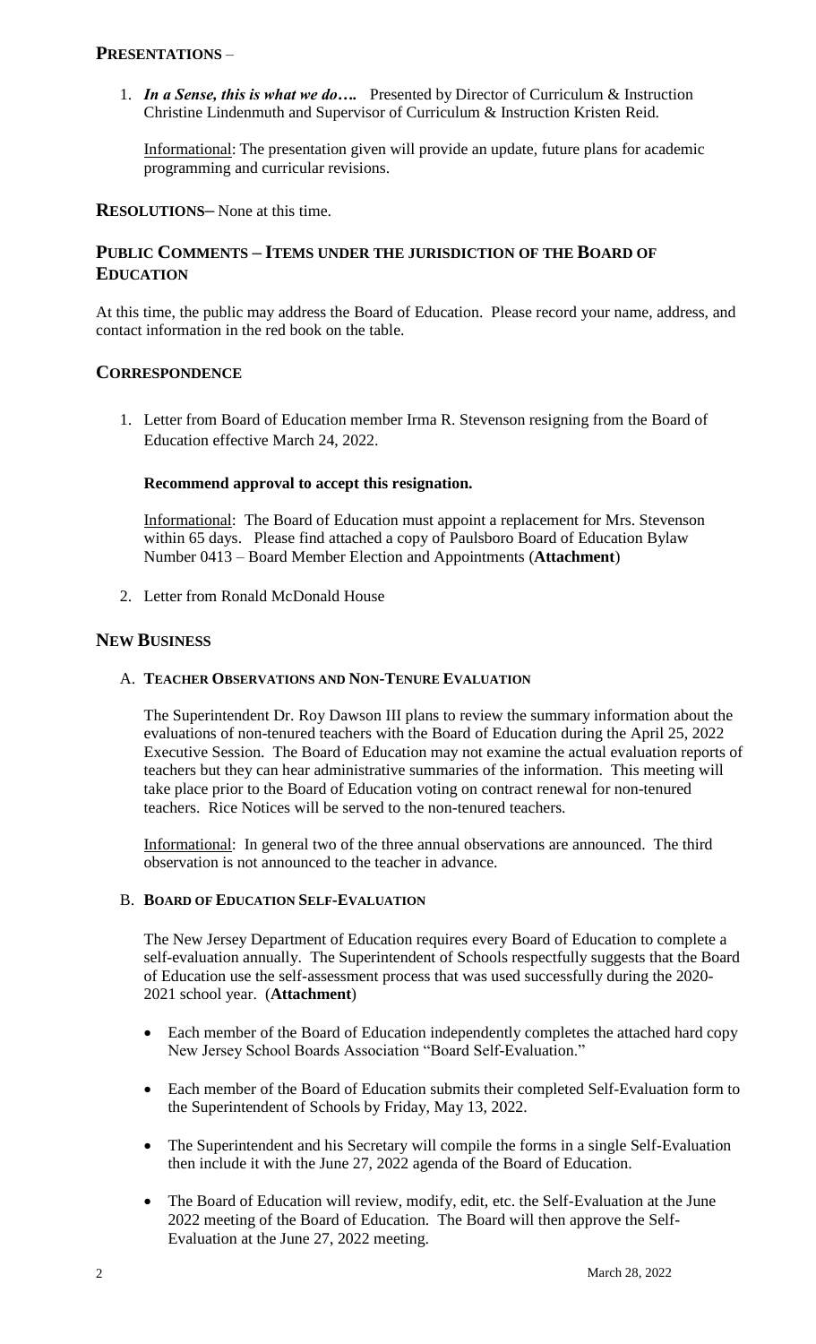## PRESENTATIONS –

1. ***In a Sense, this is what we do….*** Presented by Director of Curriculum & Instruction Christine Lindenmuth and Supervisor of Curriculum & Instruction Kristen Reid.

   Informational: The presentation given will provide an update, future plans for academic programming and curricular revisions.

## RESOLUTIONS– None at this time.

## PUBLIC COMMENTS – ITEMS UNDER THE JURISDICTION OF THE BOARD OF EDUCATION

At this time, the public may address the Board of Education. Please record your name, address, and contact information in the red book on the table.

## CORRESPONDENCE

1. Letter from Board of Education member Irma R. Stevenson resigning from the Board of Education effective March 24, 2022.

   **Recommend approval to accept this resignation.**

   Informational: The Board of Education must appoint a replacement for Mrs. Stevenson within 65 days. Please find attached a copy of Paulsboro Board of Education Bylaw Number 0413 – Board Member Election and Appointments (**Attachment**)

2. Letter from Ronald McDonald House

## NEW BUSINESS

### A. TEACHER OBSERVATIONS AND NON-TENURE EVALUATION

The Superintendent Dr. Roy Dawson III plans to review the summary information about the evaluations of non-tenured teachers with the Board of Education during the April 25, 2022 Executive Session. The Board of Education may not examine the actual evaluation reports of teachers but they can hear administrative summaries of the information. This meeting will take place prior to the Board of Education voting on contract renewal for non-tenured teachers. Rice Notices will be served to the non-tenured teachers.

Informational: In general two of the three annual observations are announced. The third observation is not announced to the teacher in advance.

### B. BOARD OF EDUCATION SELF-EVALUATION

The New Jersey Department of Education requires every Board of Education to complete a self-evaluation annually. The Superintendent of Schools respectfully suggests that the Board of Education use the self-assessment process that was used successfully during the 2020-2021 school year. (**Attachment**)

- Each member of the Board of Education independently completes the attached hard copy New Jersey School Boards Association "Board Self-Evaluation."
- Each member of the Board of Education submits their completed Self-Evaluation form to the Superintendent of Schools by Friday, May 13, 2022.
- The Superintendent and his Secretary will compile the forms in a single Self-Evaluation then include it with the June 27, 2022 agenda of the Board of Education.
- The Board of Education will review, modify, edit, etc. the Self-Evaluation at the June 2022 meeting of the Board of Education. The Board will then approve the Self-Evaluation at the June 27, 2022 meeting.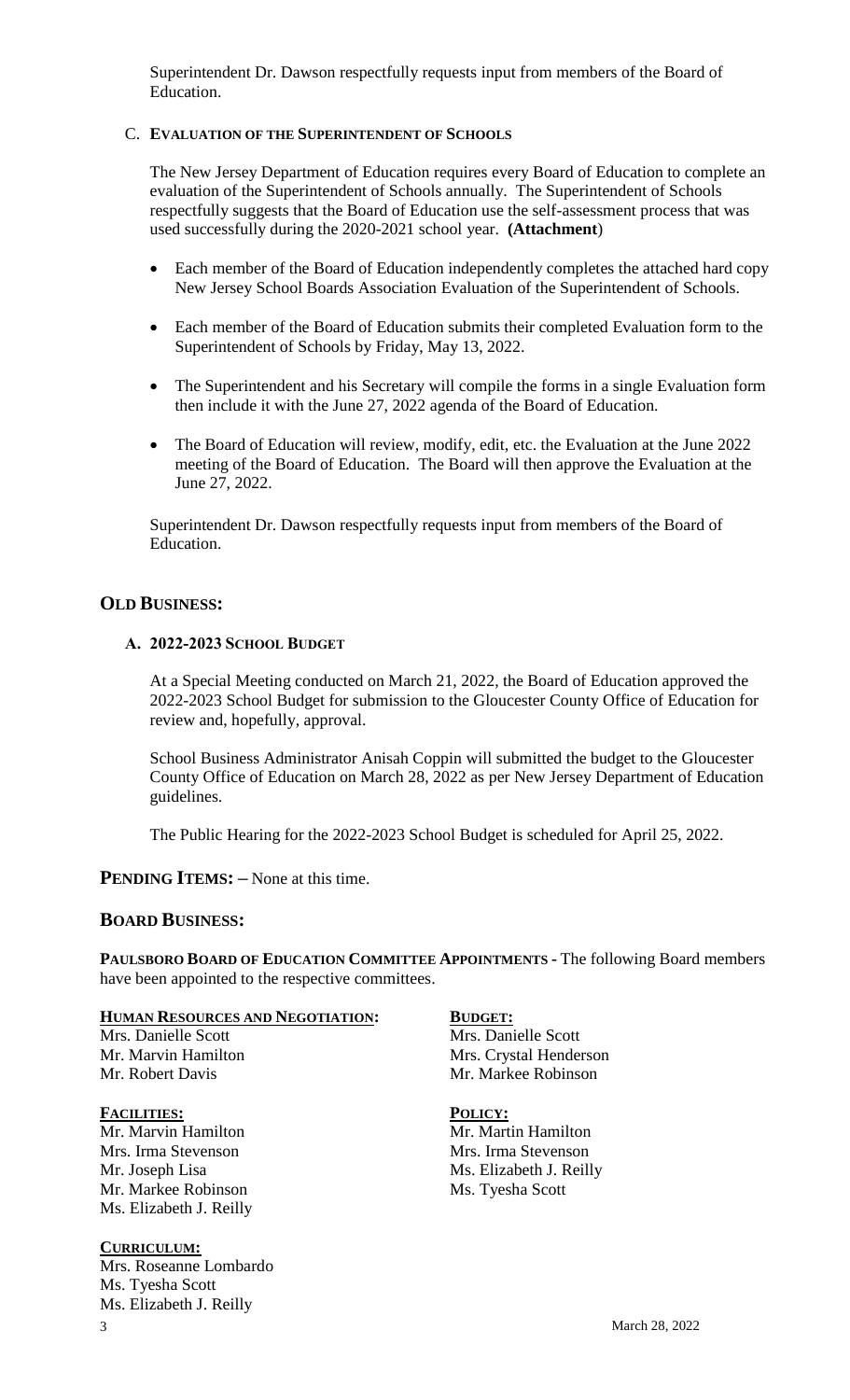Superintendent Dr. Dawson respectfully requests input from members of the Board of Education.

C. **EVALUATION OF THE SUPERINTENDENT OF SCHOOLS**

The New Jersey Department of Education requires every Board of Education to complete an evaluation of the Superintendent of Schools annually. The Superintendent of Schools respectfully suggests that the Board of Education use the self-assessment process that was used successfully during the 2020-2021 school year. **(Attachment**)

- Each member of the Board of Education independently completes the attached hard copy New Jersey School Boards Association Evaluation of the Superintendent of Schools.
- Each member of the Board of Education submits their completed Evaluation form to the Superintendent of Schools by Friday, May 13, 2022.
- The Superintendent and his Secretary will compile the forms in a single Evaluation form then include it with the June 27, 2022 agenda of the Board of Education.
- The Board of Education will review, modify, edit, etc. the Evaluation at the June 2022 meeting of the Board of Education. The Board will then approve the Evaluation at the June 27, 2022.

Superintendent Dr. Dawson respectfully requests input from members of the Board of Education.

## OLD BUSINESS:

### A. 2022-2023 SCHOOL BUDGET

At a Special Meeting conducted on March 21, 2022, the Board of Education approved the 2022-2023 School Budget for submission to the Gloucester County Office of Education for review and, hopefully, approval.

School Business Administrator Anisah Coppin will submitted the budget to the Gloucester County Office of Education on March 28, 2022 as per New Jersey Department of Education guidelines.

The Public Hearing for the 2022-2023 School Budget is scheduled for April 25, 2022.

**PENDING ITEMS:** – None at this time.

## BOARD BUSINESS:

**PAULSBORO BOARD OF EDUCATION COMMITTEE APPOINTMENTS -** The following Board members have been appointed to the respective committees.

**HUMAN RESOURCES AND NEGOTIATION:**
Mrs. Danielle Scott
Mr. Marvin Hamilton
Mr. Robert Davis

**BUDGET:**
Mrs. Danielle Scott
Mrs. Crystal Henderson
Mr. Markee Robinson

**FACILITIES:**
Mr. Marvin Hamilton
Mrs. Irma Stevenson
Mr. Joseph Lisa
Mr. Markee Robinson
Ms. Elizabeth J. Reilly

**POLICY:**
Mr. Martin Hamilton
Mrs. Irma Stevenson
Ms. Elizabeth J. Reilly
Ms. Tyesha Scott

**CURRICULUM:**
Mrs. Roseanne Lombardo
Ms. Tyesha Scott
Ms. Elizabeth J. Reilly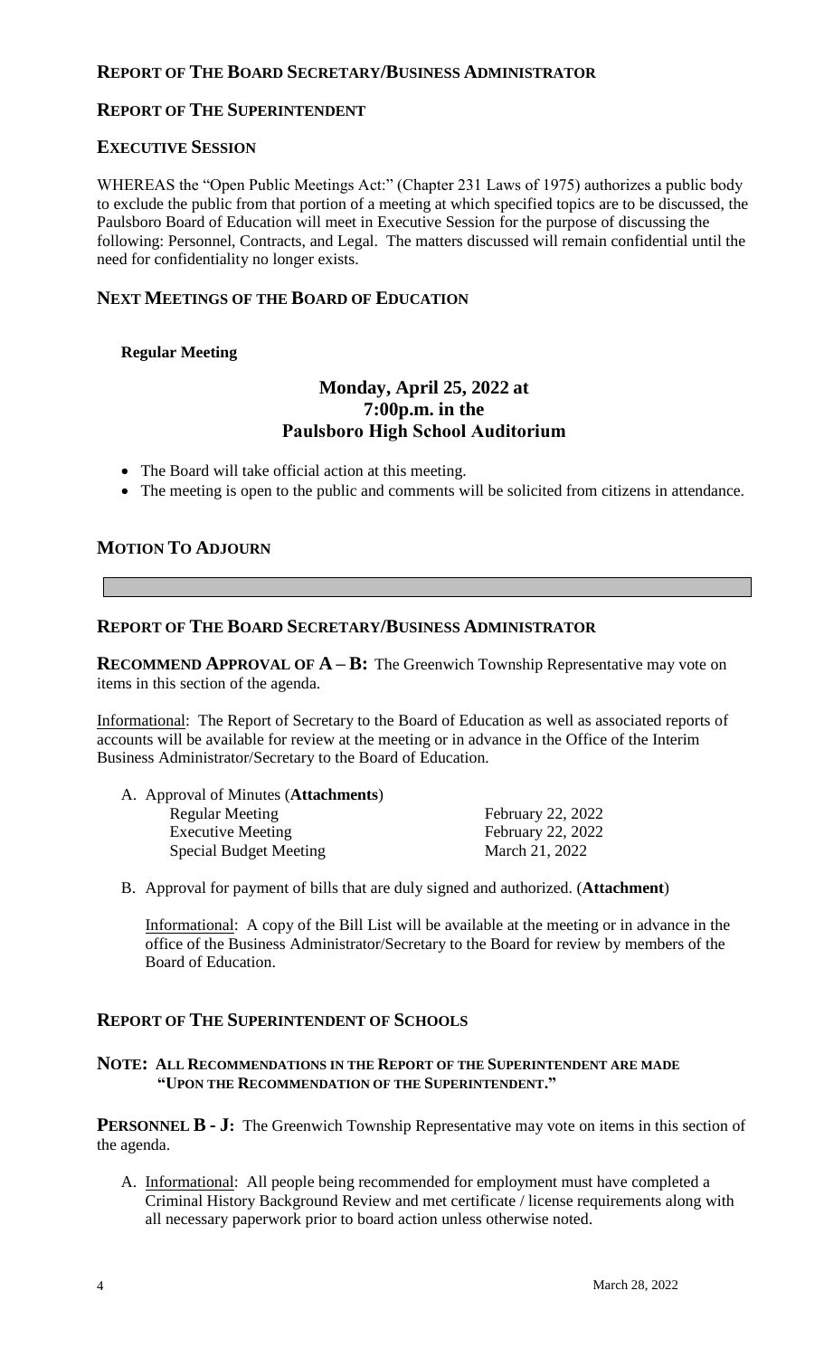## REPORT OF THE BOARD SECRETARY/BUSINESS ADMINISTRATOR

## REPORT OF THE SUPERINTENDENT

## EXECUTIVE SESSION

WHEREAS the "Open Public Meetings Act:" (Chapter 231 Laws of 1975) authorizes a public body to exclude the public from that portion of a meeting at which specified topics are to be discussed, the Paulsboro Board of Education will meet in Executive Session for the purpose of discussing the following: Personnel, Contracts, and Legal. The matters discussed will remain confidential until the need for confidentiality no longer exists.

## NEXT MEETINGS OF THE BOARD OF EDUCATION

**Regular Meeting**

**Monday, April 25, 2022 at 7:00p.m. in the Paulsboro High School Auditorium**

- The Board will take official action at this meeting.
- The meeting is open to the public and comments will be solicited from citizens in attendance.

## MOTION TO ADJOURN

---

## REPORT OF THE BOARD SECRETARY/BUSINESS ADMINISTRATOR

**RECOMMEND APPROVAL OF A – B:** The Greenwich Township Representative may vote on items in this section of the agenda.

Informational: The Report of Secretary to the Board of Education as well as associated reports of accounts will be available for review at the meeting or in advance in the Office of the Interim Business Administrator/Secretary to the Board of Education.

A. Approval of Minutes (**Attachments**)

| | |
|---|---|
| Regular Meeting | February 22, 2022 |
| Executive Meeting | February 22, 2022 |
| Special Budget Meeting | March 21, 2022 |

B. Approval for payment of bills that are duly signed and authorized. (**Attachment**)

Informational: A copy of the Bill List will be available at the meeting or in advance in the office of the Business Administrator/Secretary to the Board for review by members of the Board of Education.

## REPORT OF THE SUPERINTENDENT OF SCHOOLS

**NOTE: ALL RECOMMENDATIONS IN THE REPORT OF THE SUPERINTENDENT ARE MADE "UPON THE RECOMMENDATION OF THE SUPERINTENDENT."**

**PERSONNEL B - J:** The Greenwich Township Representative may vote on items in this section of the agenda.

A. Informational: All people being recommended for employment must have completed a Criminal History Background Review and met certificate / license requirements along with all necessary paperwork prior to board action unless otherwise noted.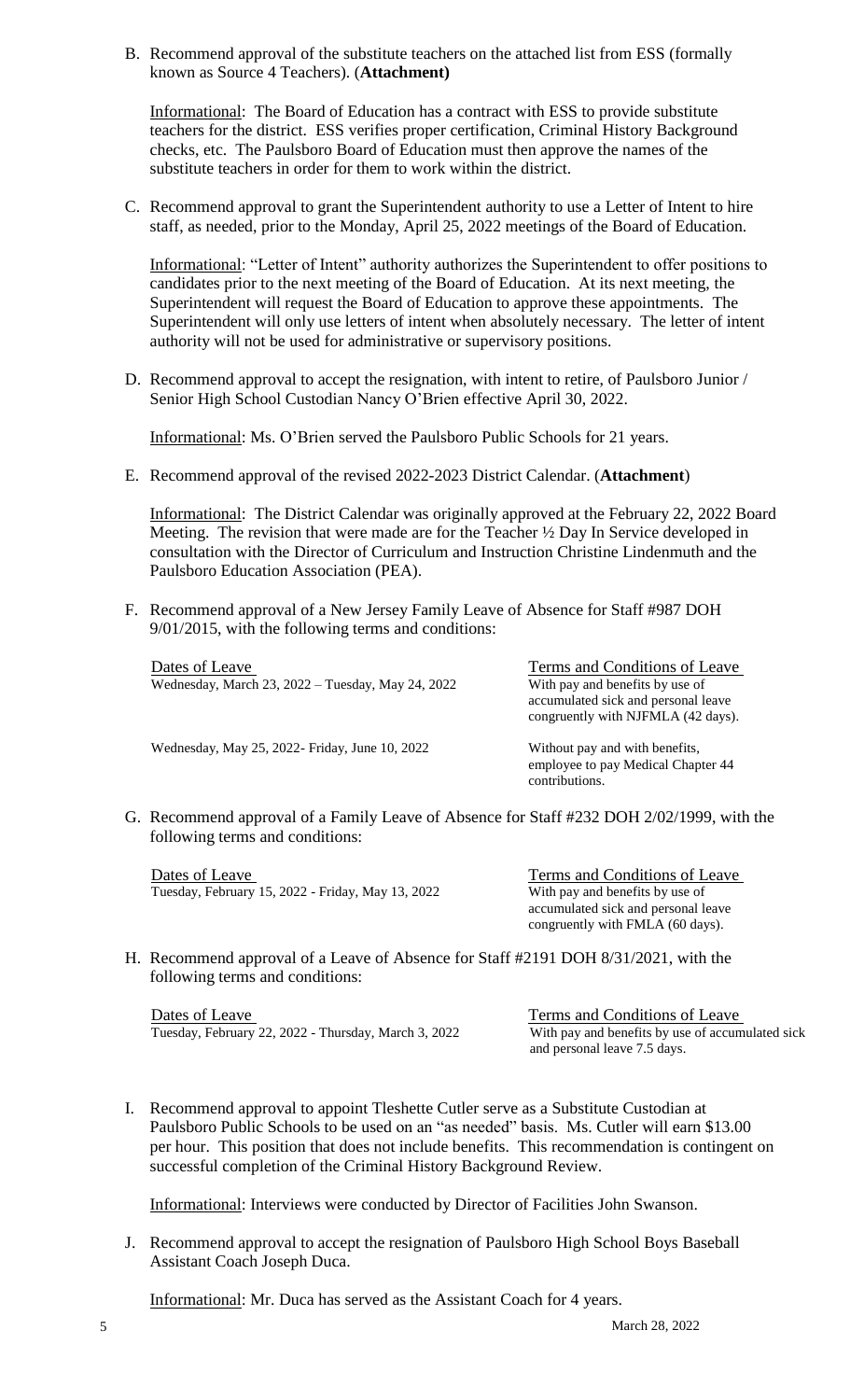B. Recommend approval of the substitute teachers on the attached list from ESS (formally known as Source 4 Teachers). (**Attachment)**

   Informational: The Board of Education has a contract with ESS to provide substitute teachers for the district. ESS verifies proper certification, Criminal History Background checks, etc. The Paulsboro Board of Education must then approve the names of the substitute teachers in order for them to work within the district.

C. Recommend approval to grant the Superintendent authority to use a Letter of Intent to hire staff, as needed, prior to the Monday, April 25, 2022 meetings of the Board of Education.

   Informational: "Letter of Intent" authority authorizes the Superintendent to offer positions to candidates prior to the next meeting of the Board of Education. At its next meeting, the Superintendent will request the Board of Education to approve these appointments. The Superintendent will only use letters of intent when absolutely necessary. The letter of intent authority will not be used for administrative or supervisory positions.

D. Recommend approval to accept the resignation, with intent to retire, of Paulsboro Junior / Senior High School Custodian Nancy O'Brien effective April 30, 2022.

   Informational: Ms. O'Brien served the Paulsboro Public Schools for 21 years.

E. Recommend approval of the revised 2022-2023 District Calendar. (**Attachment**)

   Informational: The District Calendar was originally approved at the February 22, 2022 Board Meeting. The revision that were made are for the Teacher ½ Day In Service developed in consultation with the Director of Curriculum and Instruction Christine Lindenmuth and the Paulsboro Education Association (PEA).

F. Recommend approval of a New Jersey Family Leave of Absence for Staff #987 DOH 9/01/2015, with the following terms and conditions:

| Dates of Leave | Terms and Conditions of Leave |
|---|---|
| Wednesday, March 23, 2022 – Tuesday, May 24, 2022 | With pay and benefits by use of accumulated sick and personal leave congruently with NJFMLA (42 days). |
| Wednesday, May 25, 2022- Friday, June 10, 2022 | Without pay and with benefits, employee to pay Medical Chapter 44 contributions. |

G. Recommend approval of a Family Leave of Absence for Staff #232 DOH 2/02/1999, with the following terms and conditions:

| Dates of Leave | Terms and Conditions of Leave |
|---|---|
| Tuesday, February 15, 2022 - Friday, May 13, 2022 | With pay and benefits by use of accumulated sick and personal leave congruently with FMLA (60 days). |

H. Recommend approval of a Leave of Absence for Staff #2191 DOH 8/31/2021, with the following terms and conditions:

| Dates of Leave | Terms and Conditions of Leave |
|---|---|
| Tuesday, February 22, 2022 - Thursday, March 3, 2022 | With pay and benefits by use of accumulated sick and personal leave 7.5 days. |

I. Recommend approval to appoint Tleshette Cutler serve as a Substitute Custodian at Paulsboro Public Schools to be used on an "as needed" basis. Ms. Cutler will earn \$13.00 per hour. This position that does not include benefits. This recommendation is contingent on successful completion of the Criminal History Background Review.

   Informational: Interviews were conducted by Director of Facilities John Swanson.

J. Recommend approval to accept the resignation of Paulsboro High School Boys Baseball Assistant Coach Joseph Duca.

   Informational: Mr. Duca has served as the Assistant Coach for 4 years.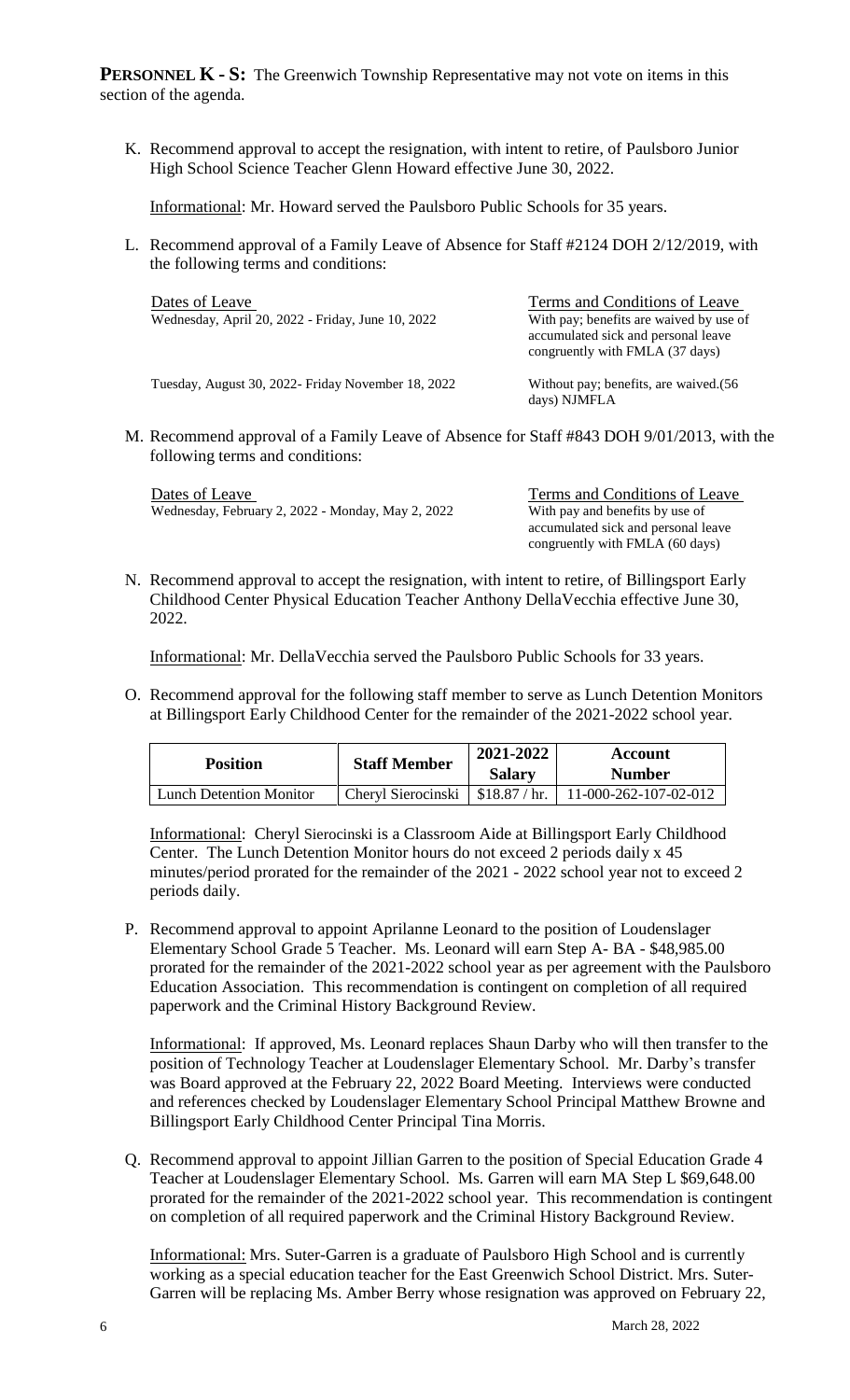**PERSONNEL K - S:** The Greenwich Township Representative may not vote on items in this section of the agenda.

K. Recommend approval to accept the resignation, with intent to retire, of Paulsboro Junior High School Science Teacher Glenn Howard effective June 30, 2022.

   Informational: Mr. Howard served the Paulsboro Public Schools for 35 years.

L. Recommend approval of a Family Leave of Absence for Staff #2124 DOH 2/12/2019, with the following terms and conditions:

| Dates of Leave | Terms and Conditions of Leave |
|---|---|
| Wednesday, April 20, 2022 - Friday, June 10, 2022 | With pay; benefits are waived by use of accumulated sick and personal leave congruently with FMLA (37 days) |
| Tuesday, August 30, 2022- Friday November 18, 2022 | Without pay; benefits, are waived.(56 days) NJMFLA |

M. Recommend approval of a Family Leave of Absence for Staff #843 DOH 9/01/2013, with the following terms and conditions:

| Dates of Leave | Terms and Conditions of Leave |
|---|---|
| Wednesday, February 2, 2022 - Monday, May 2, 2022 | With pay and benefits by use of accumulated sick and personal leave congruently with FMLA (60 days) |

N. Recommend approval to accept the resignation, with intent to retire, of Billingsport Early Childhood Center Physical Education Teacher Anthony DellaVecchia effective June 30, 2022.

   Informational: Mr. DellaVecchia served the Paulsboro Public Schools for 33 years.

O. Recommend approval for the following staff member to serve as Lunch Detention Monitors at Billingsport Early Childhood Center for the remainder of the 2021-2022 school year.

| Position | Staff Member | 2021-2022 Salary | Account Number |
|---|---|---|---|
| Lunch Detention Monitor | Cheryl Sierocinski | $18.87 / hr. | 11-000-262-107-02-012 |

   Informational: Cheryl Sierocinski is a Classroom Aide at Billingsport Early Childhood Center. The Lunch Detention Monitor hours do not exceed 2 periods daily x 45 minutes/period prorated for the remainder of the 2021 - 2022 school year not to exceed 2 periods daily.

P. Recommend approval to appoint Aprilanne Leonard to the position of Loudenslager Elementary School Grade 5 Teacher. Ms. Leonard will earn Step A- BA - $48,985.00 prorated for the remainder of the 2021-2022 school year as per agreement with the Paulsboro Education Association. This recommendation is contingent on completion of all required paperwork and the Criminal History Background Review.

   Informational: If approved, Ms. Leonard replaces Shaun Darby who will then transfer to the position of Technology Teacher at Loudenslager Elementary School. Mr. Darby's transfer was Board approved at the February 22, 2022 Board Meeting. Interviews were conducted and references checked by Loudenslager Elementary School Principal Matthew Browne and Billingsport Early Childhood Center Principal Tina Morris.

Q. Recommend approval to appoint Jillian Garren to the position of Special Education Grade 4 Teacher at Loudenslager Elementary School. Ms. Garren will earn MA Step L $69,648.00 prorated for the remainder of the 2021-2022 school year. This recommendation is contingent on completion of all required paperwork and the Criminal History Background Review.

   Informational: Mrs. Suter-Garren is a graduate of Paulsboro High School and is currently working as a special education teacher for the East Greenwich School District. Mrs. Suter-Garren will be replacing Ms. Amber Berry whose resignation was approved on February 22,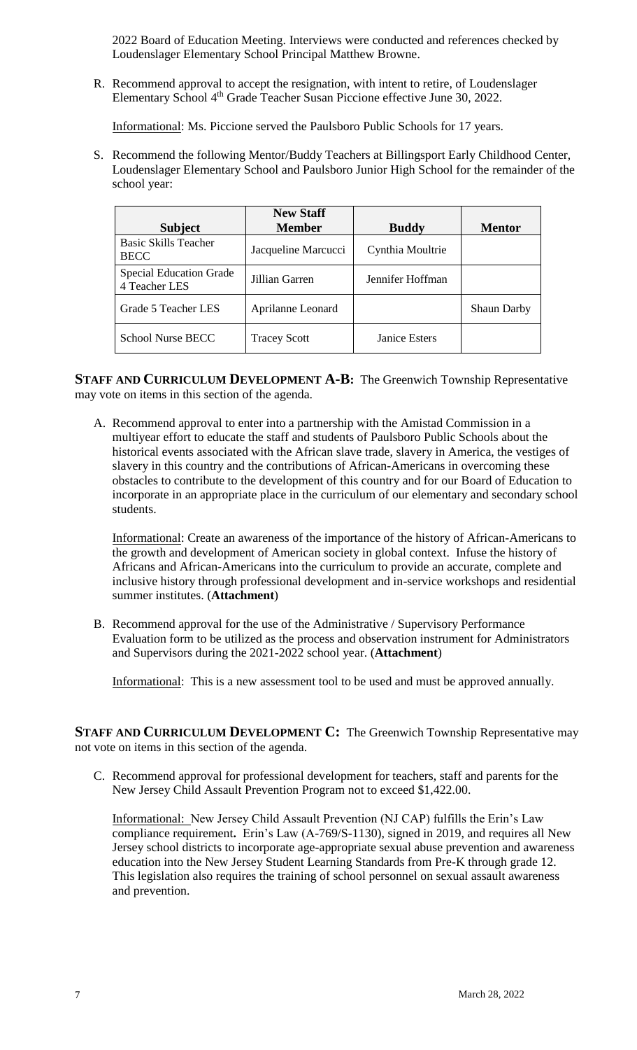2022 Board of Education Meeting. Interviews were conducted and references checked by Loudenslager Elementary School Principal Matthew Browne.

R. Recommend approval to accept the resignation, with intent to retire, of Loudenslager Elementary School 4th Grade Teacher Susan Piccione effective June 30, 2022.

   Informational: Ms. Piccione served the Paulsboro Public Schools for 17 years.

S. Recommend the following Mentor/Buddy Teachers at Billingsport Early Childhood Center, Loudenslager Elementary School and Paulsboro Junior High School for the remainder of the school year:

| Subject | New Staff Member | Buddy | Mentor |
|---|---|---|---|
| Basic Skills Teacher BECC | Jacqueline Marcucci | Cynthia Moultrie | |
| Special Education Grade 4 Teacher LES | Jillian Garren | Jennifer Hoffman | |
| Grade 5 Teacher LES | Aprilanne Leonard | | Shaun Darby |
| School Nurse BECC | Tracey Scott | Janice Esters | |

**STAFF AND CURRICULUM DEVELOPMENT A-B:** The Greenwich Township Representative may vote on items in this section of the agenda.

A. Recommend approval to enter into a partnership with the Amistad Commission in a multiyear effort to educate the staff and students of Paulsboro Public Schools about the historical events associated with the African slave trade, slavery in America, the vestiges of slavery in this country and the contributions of African-Americans in overcoming these obstacles to contribute to the development of this country and for our Board of Education to incorporate in an appropriate place in the curriculum of our elementary and secondary school students.

   Informational: Create an awareness of the importance of the history of African-Americans to the growth and development of American society in global context. Infuse the history of Africans and African-Americans into the curriculum to provide an accurate, complete and inclusive history through professional development and in-service workshops and residential summer institutes. (**Attachment**)

B. Recommend approval for the use of the Administrative / Supervisory Performance Evaluation form to be utilized as the process and observation instrument for Administrators and Supervisors during the 2021-2022 school year. (**Attachment**)

   Informational: This is a new assessment tool to be used and must be approved annually.

**STAFF AND CURRICULUM DEVELOPMENT C:** The Greenwich Township Representative may not vote on items in this section of the agenda.

C. Recommend approval for professional development for teachers, staff and parents for the New Jersey Child Assault Prevention Program not to exceed $1,422.00.

   Informational: New Jersey Child Assault Prevention (NJ CAP) fulfills the Erin's Law compliance requirement**.** Erin's Law (A-769/S-1130), signed in 2019, and requires all New Jersey school districts to incorporate age-appropriate sexual abuse prevention and awareness education into the New Jersey Student Learning Standards from Pre-K through grade 12. This legislation also requires the training of school personnel on sexual assault awareness and prevention.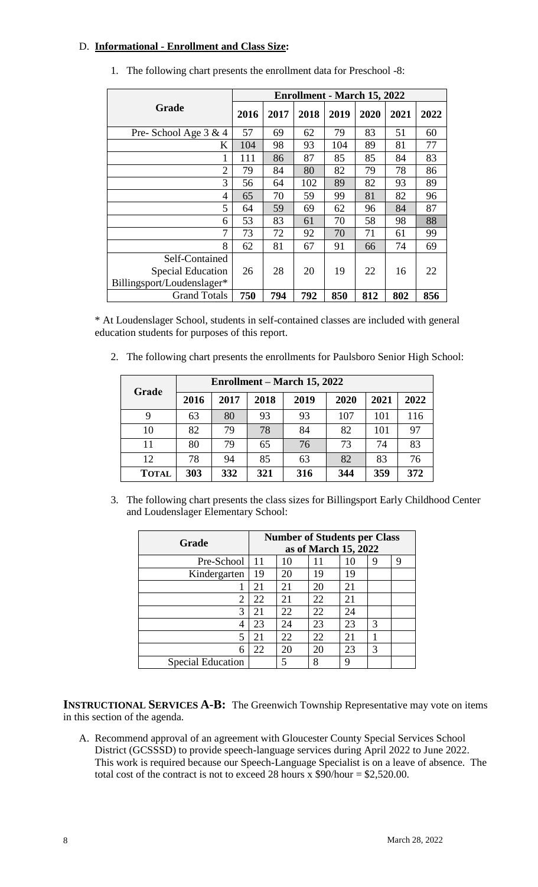D. **Informational - Enrollment and Class Size:**

1. The following chart presents the enrollment data for Preschool -8:

| Grade | Enrollment - March 15, 2022 | | | | | | |
|---|---|---|---|---|---|---|---|
| | 2016 | 2017 | 2018 | 2019 | 2020 | 2021 | 2022 |
| Pre- School Age 3 & 4 | 57 | 69 | 62 | 79 | 83 | 51 | 60 |
| K | 104 | 98 | 93 | 104 | 89 | 81 | 77 |
| 1 | 111 | 86 | 87 | 85 | 85 | 84 | 83 |
| 2 | 79 | 84 | 80 | 82 | 79 | 78 | 86 |
| 3 | 56 | 64 | 102 | 89 | 82 | 93 | 89 |
| 4 | 65 | 70 | 59 | 99 | 81 | 82 | 96 |
| 5 | 64 | 59 | 69 | 62 | 96 | 84 | 87 |
| 6 | 53 | 83 | 61 | 70 | 58 | 98 | 88 |
| 7 | 73 | 72 | 92 | 70 | 71 | 61 | 99 |
| 8 | 62 | 81 | 67 | 91 | 66 | 74 | 69 |
| Self-Contained Special Education Billingsport/Loudenslager* | 26 | 28 | 20 | 19 | 22 | 16 | 22 |
| Grand Totals | **750** | **794** | **792** | **850** | **812** | **802** | **856** |

\* At Loudenslager School, students in self-contained classes are included with general education students for purposes of this report.

2. The following chart presents the enrollments for Paulsboro Senior High School:

| Grade | Enrollment – March 15, 2022 | | | | | | |
|---|---|---|---|---|---|---|---|
| | 2016 | 2017 | 2018 | 2019 | 2020 | 2021 | 2022 |
| 9 | 63 | 80 | 93 | 93 | 107 | 101 | 116 |
| 10 | 82 | 79 | 78 | 84 | 82 | 101 | 97 |
| 11 | 80 | 79 | 65 | 76 | 73 | 74 | 83 |
| 12 | 78 | 94 | 85 | 63 | 82 | 83 | 76 |
| **TOTAL** | **303** | **332** | **321** | **316** | **344** | **359** | **372** |

3. The following chart presents the class sizes for Billingsport Early Childhood Center and Loudenslager Elementary School:

| Grade | Number of Students per Class as of March 15, 2022 | | | | | |
|---|---|---|---|---|---|---|
| Pre-School | 11 | 10 | 11 | 10 | 9 | 9 |
| Kindergarten | 19 | 20 | 19 | 19 | | |
| 1 | 21 | 21 | 20 | 21 | | |
| 2 | 22 | 21 | 22 | 21 | | |
| 3 | 21 | 22 | 22 | 24 | | |
| 4 | 23 | 24 | 23 | 23 | 3 | |
| 5 | 21 | 22 | 22 | 21 | 1 | |
| 6 | 22 | 20 | 20 | 23 | 3 | |
| Special Education | | 5 | 8 | 9 | | |

**INSTRUCTIONAL SERVICES A-B:** The Greenwich Township Representative may vote on items in this section of the agenda.

A. Recommend approval of an agreement with Gloucester County Special Services School District (GCSSSD) to provide speech-language services during April 2022 to June 2022. This work is required because our Speech-Language Specialist is on a leave of absence. The total cost of the contract is not to exceed 28 hours x $90/hour = $2,520.00.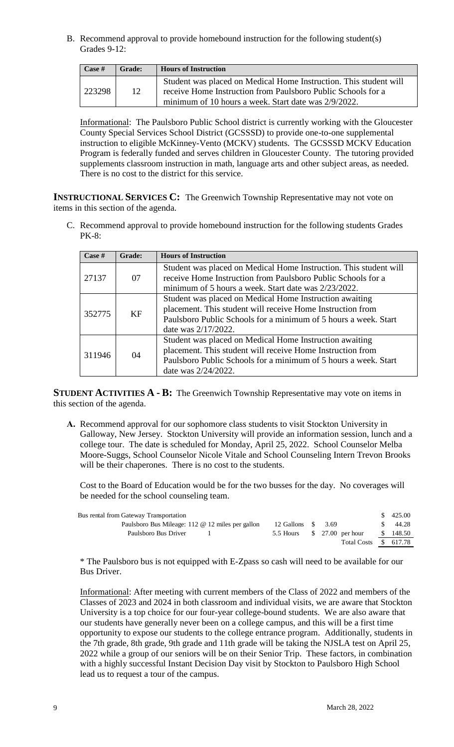B. Recommend approval to provide homebound instruction for the following student(s) Grades 9-12:

| Case # | Grade: | Hours of Instruction |
|---|---|---|
| 223298 | 12 | Student was placed on Medical Home Instruction. This student will receive Home Instruction from Paulsboro Public Schools for a minimum of 10 hours a week. Start date was 2/9/2022. |

Informational: The Paulsboro Public School district is currently working with the Gloucester County Special Services School District (GCSSSD) to provide one-to-one supplemental instruction to eligible McKinney-Vento (MCKV) students. The GCSSSD MCKV Education Program is federally funded and serves children in Gloucester County. The tutoring provided supplements classroom instruction in math, language arts and other subject areas, as needed. There is no cost to the district for this service.

**INSTRUCTIONAL SERVICES C:** The Greenwich Township Representative may not vote on items in this section of the agenda.

C. Recommend approval to provide homebound instruction for the following students Grades PK-8:

| Case # | Grade: | Hours of Instruction |
|---|---|---|
| 27137 | 07 | Student was placed on Medical Home Instruction. This student will receive Home Instruction from Paulsboro Public Schools for a minimum of 5 hours a week. Start date was 2/23/2022. |
| 352775 | KF | Student was placed on Medical Home Instruction awaiting placement. This student will receive Home Instruction from Paulsboro Public Schools for a minimum of 5 hours a week. Start date was 2/17/2022. |
| 311946 | 04 | Student was placed on Medical Home Instruction awaiting placement. This student will receive Home Instruction from Paulsboro Public Schools for a minimum of 5 hours a week. Start date was 2/24/2022. |

**STUDENT ACTIVITIES A - B:** The Greenwich Township Representative may vote on items in this section of the agenda.

**A.** Recommend approval for our sophomore class students to visit Stockton University in Galloway, New Jersey. Stockton University will provide an information session, lunch and a college tour. The date is scheduled for Monday, April 25, 2022. School Counselor Melba Moore-Suggs, School Counselor Nicole Vitale and School Counseling Intern Trevon Brooks will be their chaperones. There is no cost to the students.

Cost to the Board of Education would be for the two busses for the day. No coverages will be needed for the school counseling team.

| | | | | |
|---|---|---|---|---|
| Bus rental from Gateway Transportation | | | | $ 425.00 |
| Paulsboro Bus Mileage: 112 @ 12 miles per gallon | | 12 Gallons | $ 3.69 | $ 44.28 |
| Paulsboro Bus Driver | 1 | 5.5 Hours | $ 27.00 per hour | $ 148.50 |
| | | | Total Costs | $ 617.78 |

* The Paulsboro bus is not equipped with E-Zpass so cash will need to be available for our Bus Driver.

Informational: After meeting with current members of the Class of 2022 and members of the Classes of 2023 and 2024 in both classroom and individual visits, we are aware that Stockton University is a top choice for our four-year college-bound students. We are also aware that our students have generally never been on a college campus, and this will be a first time opportunity to expose our students to the college entrance program. Additionally, students in the 7th grade, 8th grade, 9th grade and 11th grade will be taking the NJSLA test on April 25, 2022 while a group of our seniors will be on their Senior Trip. These factors, in combination with a highly successful Instant Decision Day visit by Stockton to Paulsboro High School lead us to request a tour of the campus.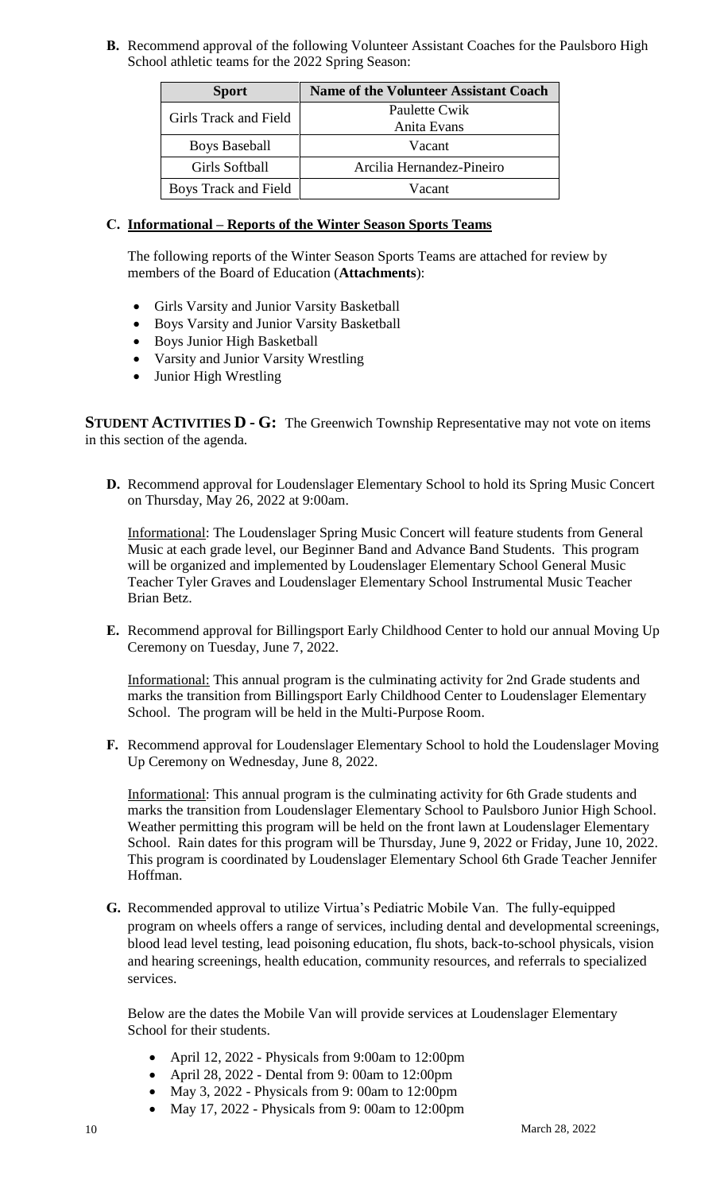**B.** Recommend approval of the following Volunteer Assistant Coaches for the Paulsboro High School athletic teams for the 2022 Spring Season:

| Sport | Name of the Volunteer Assistant Coach |
|---|---|
| Girls Track and Field | Paulette Cwik<br>Anita Evans |
| Boys Baseball | Vacant |
| Girls Softball | Arcilia Hernandez-Pineiro |
| Boys Track and Field | Vacant |

**C. Informational – Reports of the Winter Season Sports Teams**

The following reports of the Winter Season Sports Teams are attached for review by members of the Board of Education (**Attachments**):

- Girls Varsity and Junior Varsity Basketball
- Boys Varsity and Junior Varsity Basketball
- Boys Junior High Basketball
- Varsity and Junior Varsity Wrestling
- Junior High Wrestling

**STUDENT ACTIVITIES D - G:** The Greenwich Township Representative may not vote on items in this section of the agenda.

**D.** Recommend approval for Loudenslager Elementary School to hold its Spring Music Concert on Thursday, May 26, 2022 at 9:00am.

Informational: The Loudenslager Spring Music Concert will feature students from General Music at each grade level, our Beginner Band and Advance Band Students. This program will be organized and implemented by Loudenslager Elementary School General Music Teacher Tyler Graves and Loudenslager Elementary School Instrumental Music Teacher Brian Betz.

**E.** Recommend approval for Billingsport Early Childhood Center to hold our annual Moving Up Ceremony on Tuesday, June 7, 2022.

Informational: This annual program is the culminating activity for 2nd Grade students and marks the transition from Billingsport Early Childhood Center to Loudenslager Elementary School. The program will be held in the Multi-Purpose Room.

**F.** Recommend approval for Loudenslager Elementary School to hold the Loudenslager Moving Up Ceremony on Wednesday, June 8, 2022.

Informational: This annual program is the culminating activity for 6th Grade students and marks the transition from Loudenslager Elementary School to Paulsboro Junior High School. Weather permitting this program will be held on the front lawn at Loudenslager Elementary School. Rain dates for this program will be Thursday, June 9, 2022 or Friday, June 10, 2022. This program is coordinated by Loudenslager Elementary School 6th Grade Teacher Jennifer Hoffman.

**G.** Recommended approval to utilize Virtua's Pediatric Mobile Van. The fully-equipped program on wheels offers a range of services, including dental and developmental screenings, blood lead level testing, lead poisoning education, flu shots, back-to-school physicals, vision and hearing screenings, health education, community resources, and referrals to specialized services.

Below are the dates the Mobile Van will provide services at Loudenslager Elementary School for their students.

- April 12, 2022 - Physicals from 9:00am to 12:00pm
- April 28, 2022 - Dental from 9: 00am to 12:00pm
- May 3, 2022 - Physicals from 9: 00am to 12:00pm
- May 17, 2022 - Physicals from 9: 00am to 12:00pm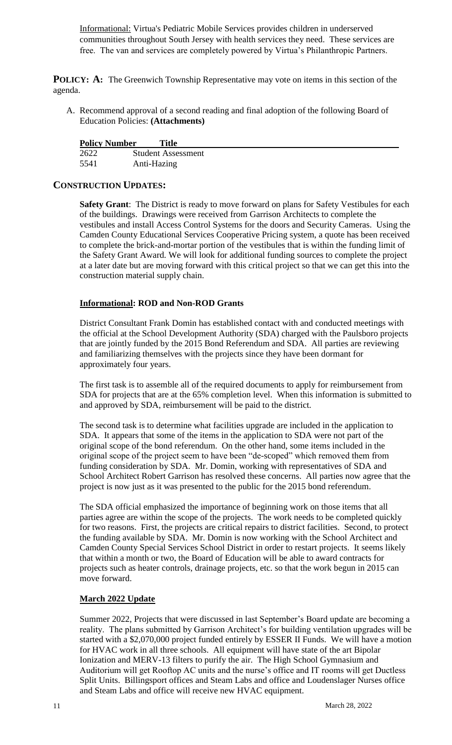<u>Informational:</u> Virtua's Pediatric Mobile Services provides children in underserved communities throughout South Jersey with health services they need. These services are free. The van and services are completely powered by Virtua's Philanthropic Partners.

**POLICY: A:** The Greenwich Township Representative may vote on items in this section of the agenda.

A. Recommend approval of a second reading and final adoption of the following Board of Education Policies: **(Attachments)**

| Policy Number | Title |
|---|---|
| 2622 | Student Assessment |
| 5541 | Anti-Hazing |

## CONSTRUCTION UPDATES:

**Safety Grant**: The District is ready to move forward on plans for Safety Vestibules for each of the buildings. Drawings were received from Garrison Architects to complete the vestibules and install Access Control Systems for the doors and Security Cameras. Using the Camden County Educational Services Cooperative Pricing system, a quote has been received to complete the brick-and-mortar portion of the vestibules that is within the funding limit of the Safety Grant Award. We will look for additional funding sources to complete the project at a later date but are moving forward with this critical project so that we can get this into the construction material supply chain.

**<u>Informational</u>: <u>ROD and Non-ROD Grants</u>**

District Consultant Frank Domin has established contact with and conducted meetings with the official at the School Development Authority (SDA) charged with the Paulsboro projects that are jointly funded by the 2015 Bond Referendum and SDA. All parties are reviewing and familiarizing themselves with the projects since they have been dormant for approximately four years.

The first task is to assemble all of the required documents to apply for reimbursement from SDA for projects that are at the 65% completion level. When this information is submitted to and approved by SDA, reimbursement will be paid to the district.

The second task is to determine what facilities upgrade are included in the application to SDA. It appears that some of the items in the application to SDA were not part of the original scope of the bond referendum. On the other hand, some items included in the original scope of the project seem to have been "de-scoped" which removed them from funding consideration by SDA. Mr. Domin, working with representatives of SDA and School Architect Robert Garrison has resolved these concerns. All parties now agree that the project is now just as it was presented to the public for the 2015 bond referendum.

The SDA official emphasized the importance of beginning work on those items that all parties agree are within the scope of the projects. The work needs to be completed quickly for two reasons. First, the projects are critical repairs to district facilities. Second, to protect the funding available by SDA. Mr. Domin is now working with the School Architect and Camden County Special Services School District in order to restart projects. It seems likely that within a month or two, the Board of Education will be able to award contracts for projects such as heater controls, drainage projects, etc. so that the work begun in 2015 can move forward.

**<u>March 2022 Update</u>**

Summer 2022, Projects that were discussed in last September's Board update are becoming a reality. The plans submitted by Garrison Architect's for building ventilation upgrades will be started with a $2,070,000 project funded entirely by ESSER II Funds. We will have a motion for HVAC work in all three schools. All equipment will have state of the art Bipolar Ionization and MERV-13 filters to purify the air. The High School Gymnasium and Auditorium will get Rooftop AC units and the nurse's office and IT rooms will get Ductless Split Units. Billingsport offices and Steam Labs and office and Loudenslager Nurses office and Steam Labs and office will receive new HVAC equipment.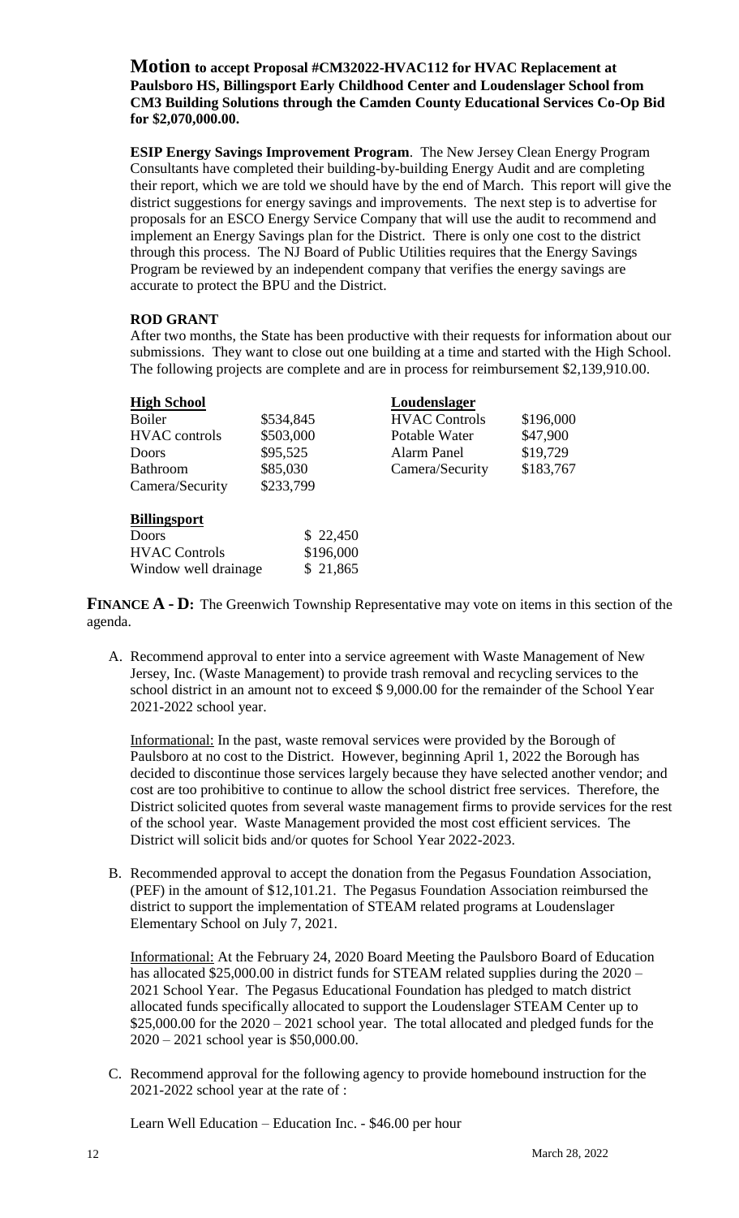**Motion to accept Proposal #CM32022-HVAC112 for HVAC Replacement at Paulsboro HS, Billingsport Early Childhood Center and Loudenslager School from CM3 Building Solutions through the Camden County Educational Services Co-Op Bid for $2,070,000.00.**

**ESIP Energy Savings Improvement Program**. The New Jersey Clean Energy Program Consultants have completed their building-by-building Energy Audit and are completing their report, which we are told we should have by the end of March. This report will give the district suggestions for energy savings and improvements. The next step is to advertise for proposals for an ESCO Energy Service Company that will use the audit to recommend and implement an Energy Savings plan for the District. There is only one cost to the district through this process. The NJ Board of Public Utilities requires that the Energy Savings Program be reviewed by an independent company that verifies the energy savings are accurate to protect the BPU and the District.

**ROD GRANT**

After two months, the State has been productive with their requests for information about our submissions. They want to close out one building at a time and started with the High School. The following projects are complete and are in process for reimbursement $2,139,910.00.

| **High School** | | **Loudenslager** | |
|---|---|---|---|
| Boiler | $534,845 | HVAC Controls | $196,000 |
| HVAC controls | $503,000 | Potable Water | $47,900 |
| Doors | $95,525 | Alarm Panel | $19,729 |
| Bathroom | $85,030 | Camera/Security | $183,767 |
| Camera/Security | $233,799 | | |

| **Billingsport** | |
|---|---|
| Doors | $ 22,450 |
| HVAC Controls | $196,000 |
| Window well drainage | $ 21,865 |

**FINANCE A - D:** The Greenwich Township Representative may vote on items in this section of the agenda.

A. Recommend approval to enter into a service agreement with Waste Management of New Jersey, Inc. (Waste Management) to provide trash removal and recycling services to the school district in an amount not to exceed $ 9,000.00 for the remainder of the School Year 2021-2022 school year.

   Informational: In the past, waste removal services were provided by the Borough of Paulsboro at no cost to the District. However, beginning April 1, 2022 the Borough has decided to discontinue those services largely because they have selected another vendor; and cost are too prohibitive to continue to allow the school district free services. Therefore, the District solicited quotes from several waste management firms to provide services for the rest of the school year. Waste Management provided the most cost efficient services. The District will solicit bids and/or quotes for School Year 2022-2023.

B. Recommended approval to accept the donation from the Pegasus Foundation Association, (PEF) in the amount of $12,101.21. The Pegasus Foundation Association reimbursed the district to support the implementation of STEAM related programs at Loudenslager Elementary School on July 7, 2021.

   Informational: At the February 24, 2020 Board Meeting the Paulsboro Board of Education has allocated $25,000.00 in district funds for STEAM related supplies during the 2020 – 2021 School Year. The Pegasus Educational Foundation has pledged to match district allocated funds specifically allocated to support the Loudenslager STEAM Center up to $25,000.00 for the 2020 – 2021 school year. The total allocated and pledged funds for the 2020 – 2021 school year is $50,000.00.

C. Recommend approval for the following agency to provide homebound instruction for the 2021-2022 school year at the rate of :

   Learn Well Education – Education Inc. - $46.00 per hour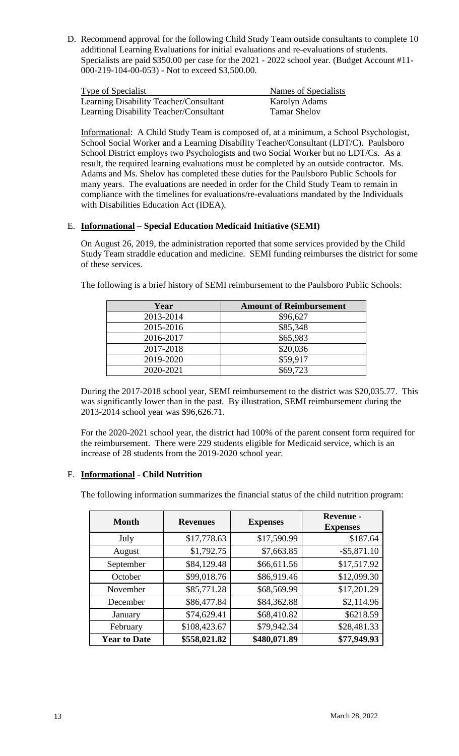D. Recommend approval for the following Child Study Team outside consultants to complete 10 additional Learning Evaluations for initial evaluations and re-evaluations of students. Specialists are paid $350.00 per case for the 2021 - 2022 school year. (Budget Account #11-000-219-104-00-053) - Not to exceed $3,500.00.

| Type of Specialist | Names of Specialists |
|---|---|
| Learning Disability Teacher/Consultant | Karolyn Adams |
| Learning Disability Teacher/Consultant | Tamar Shelov |

Informational: A Child Study Team is composed of, at a minimum, a School Psychologist, School Social Worker and a Learning Disability Teacher/Consultant (LDT/C). Paulsboro School District employs two Psychologists and two Social Worker but no LDT/Cs. As a result, the required learning evaluations must be completed by an outside contractor. Ms. Adams and Ms. Shelov has completed these duties for the Paulsboro Public Schools for many years. The evaluations are needed in order for the Child Study Team to remain in compliance with the timelines for evaluations/re-evaluations mandated by the Individuals with Disabilities Education Act (IDEA).

E. **Informational – Special Education Medicaid Initiative (SEMI)**

On August 26, 2019, the administration reported that some services provided by the Child Study Team straddle education and medicine. SEMI funding reimburses the district for some of these services.

The following is a brief history of SEMI reimbursement to the Paulsboro Public Schools:

| Year | Amount of Reimbursement |
|---|---|
| 2013-2014 | $96,627 |
| 2015-2016 | $85,348 |
| 2016-2017 | $65,983 |
| 2017-2018 | $20,036 |
| 2019-2020 | $59,917 |
| 2020-2021 | $69,723 |

During the 2017-2018 school year, SEMI reimbursement to the district was $20,035.77. This was significantly lower than in the past. By illustration, SEMI reimbursement during the 2013-2014 school year was $96,626.71.

For the 2020-2021 school year, the district had 100% of the parent consent form required for the reimbursement. There were 229 students eligible for Medicaid service, which is an increase of 28 students from the 2019-2020 school year.

F. **Informational - Child Nutrition**

The following information summarizes the financial status of the child nutrition program:

| Month | Revenues | Expenses | Revenue - Expenses |
|---|---|---|---|
| July | $17,778.63 | $17,590.99 | $187.64 |
| August | $1,792.75 | $7,663.85 | -$5,871.10 |
| September | $84,129.48 | $66,611.56 | $17,517.92 |
| October | $99,018.76 | $86,919.46 | $12,099.30 |
| November | $85,771.28 | $68,569.99 | $17,201.29 |
| December | $86,477.84 | $84,362.88 | $2,114.96 |
| January | $74,629.41 | $68,410.82 | $6218.59 |
| February | $108,423.67 | $79,942.34 | $28,481.33 |
| **Year to Date** | **$558,021.82** | **$480,071.89** | **$77,949.93** |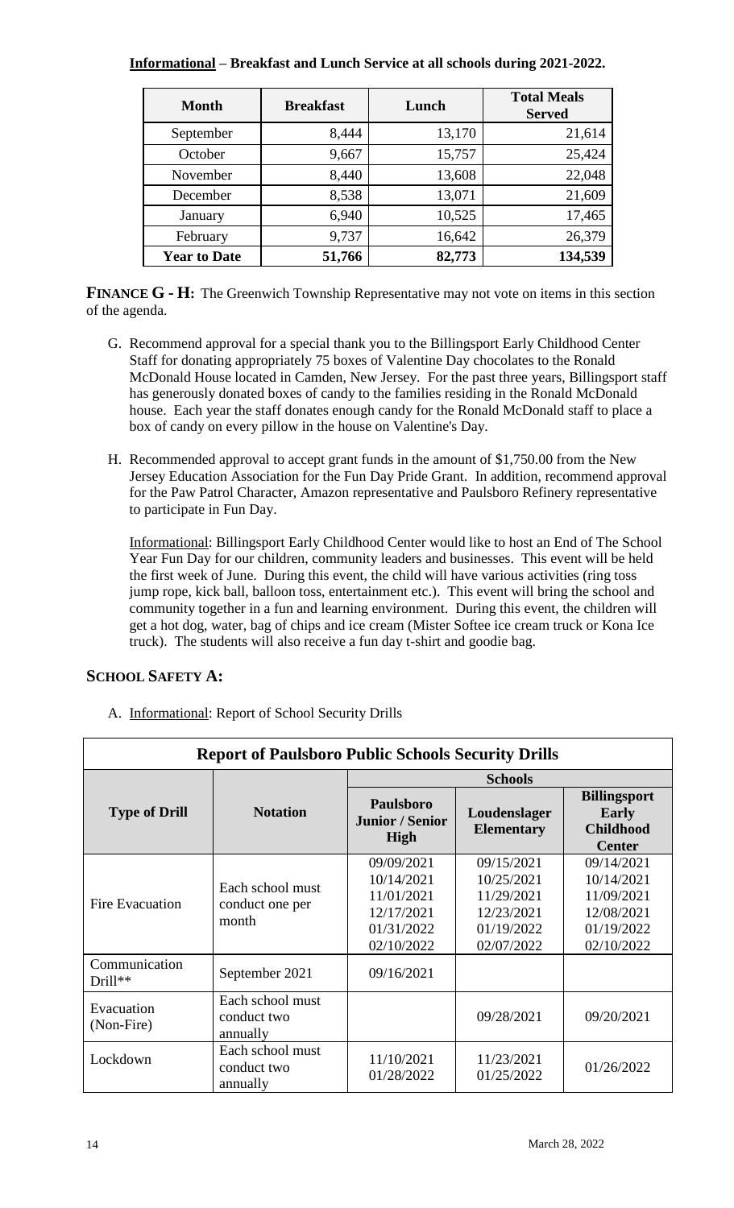**Informational – Breakfast and Lunch Service at all schools during 2021-2022.**

| Month | Breakfast | Lunch | Total Meals Served |
|---|---|---|---|
| September | 8,444 | 13,170 | 21,614 |
| October | 9,667 | 15,757 | 25,424 |
| November | 8,440 | 13,608 | 22,048 |
| December | 8,538 | 13,071 | 21,609 |
| January | 6,940 | 10,525 | 17,465 |
| February | 9,737 | 16,642 | 26,379 |
| **Year to Date** | **51,766** | **82,773** | **134,539** |

**FINANCE G - H:** The Greenwich Township Representative may not vote on items in this section of the agenda.

G. Recommend approval for a special thank you to the Billingsport Early Childhood Center Staff for donating appropriately 75 boxes of Valentine Day chocolates to the Ronald McDonald House located in Camden, New Jersey. For the past three years, Billingsport staff has generously donated boxes of candy to the families residing in the Ronald McDonald house. Each year the staff donates enough candy for the Ronald McDonald staff to place a box of candy on every pillow in the house on Valentine's Day.

H. Recommended approval to accept grant funds in the amount of $1,750.00 from the New Jersey Education Association for the Fun Day Pride Grant. In addition, recommend approval for the Paw Patrol Character, Amazon representative and Paulsboro Refinery representative to participate in Fun Day.

Informational: Billingsport Early Childhood Center would like to host an End of The School Year Fun Day for our children, community leaders and businesses. This event will be held the first week of June. During this event, the child will have various activities (ring toss jump rope, kick ball, balloon toss, entertainment etc.). This event will bring the school and community together in a fun and learning environment. During this event, the children will get a hot dog, water, bag of chips and ice cream (Mister Softee ice cream truck or Kona Ice truck). The students will also receive a fun day t-shirt and goodie bag.

## SCHOOL SAFETY A:

A. Informational: Report of School Security Drills

| Report of Paulsboro Public Schools Security Drills | | | | |
|---|---|---|---|---|
| | | Schools | | |
| **Type of Drill** | **Notation** | **Paulsboro Junior / Senior High** | **Loudenslager Elementary** | **Billingsport Early Childhood Center** |
| Fire Evacuation | Each school must conduct one per month | 09/09/2021<br>10/14/2021<br>11/01/2021<br>12/17/2021<br>01/31/2022<br>02/10/2022 | 09/15/2021<br>10/25/2021<br>11/29/2021<br>12/23/2021<br>01/19/2022<br>02/07/2022 | 09/14/2021<br>10/14/2021<br>11/09/2021<br>12/08/2021<br>01/19/2022<br>02/10/2022 |
| Communication Drill** | September 2021 | 09/16/2021 | | |
| Evacuation (Non-Fire) | Each school must conduct two annually | | 09/28/2021 | 09/20/2021 |
| Lockdown | Each school must conduct two annually | 11/10/2021<br>01/28/2022 | 11/23/2021<br>01/25/2022 | 01/26/2022 |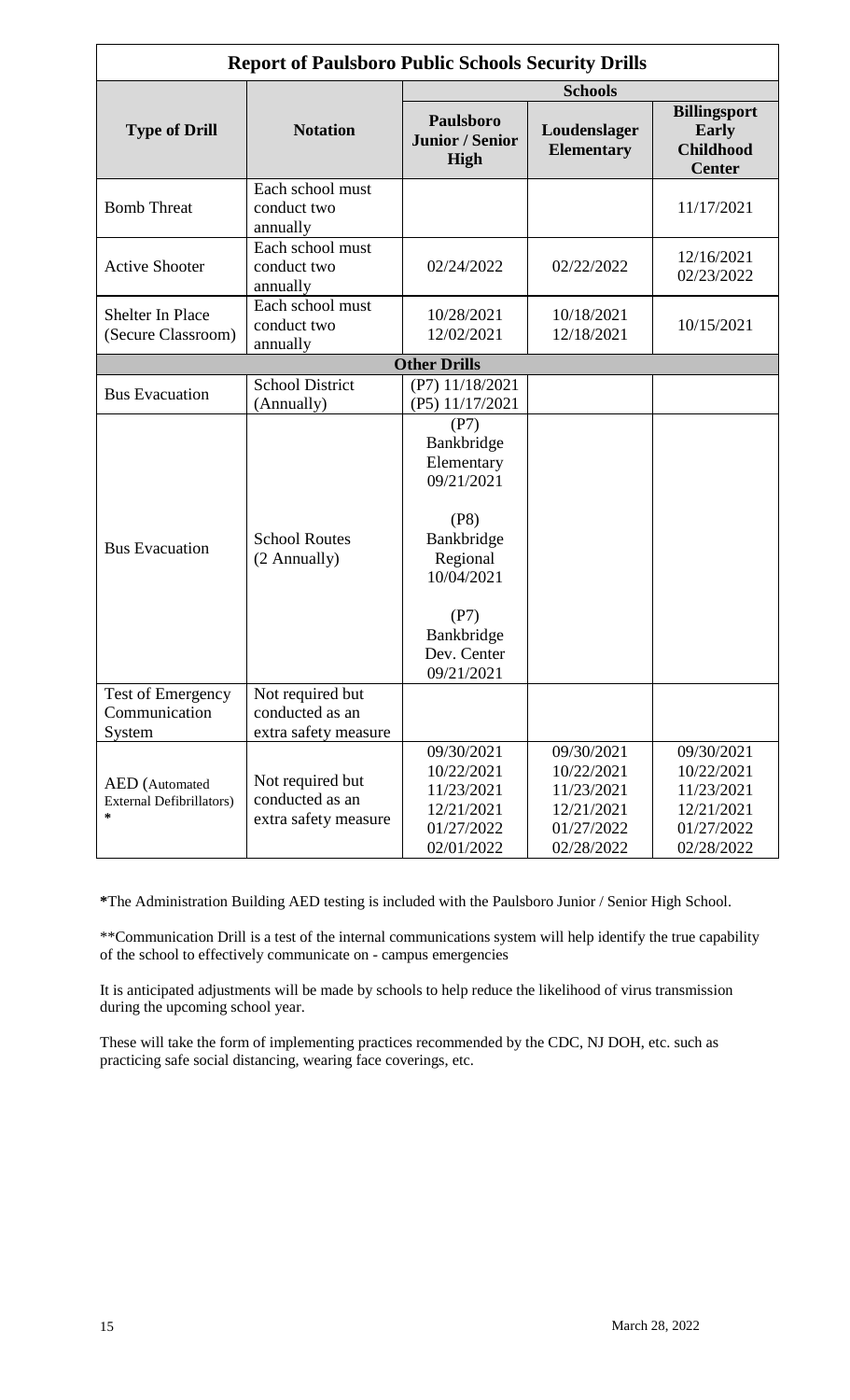| Report of Paulsboro Public Schools Security Drills | | | | |
|---|---|---|---|---|
| | | Schools | | |
| **Type of Drill** | **Notation** | **Paulsboro Junior / Senior High** | **Loudenslager Elementary** | **Billingsport Early Childhood Center** |
| Bomb Threat | Each school must conduct two annually | | | 11/17/2021 |
| Active Shooter | Each school must conduct two annually | 02/24/2022 | 02/22/2022 | 12/16/2021 02/23/2022 |
| Shelter In Place (Secure Classroom) | Each school must conduct two annually | 10/28/2021 12/02/2021 | 10/18/2021 12/18/2021 | 10/15/2021 |
| **Other Drills** | | | | |
| Bus Evacuation | School District (Annually) | (P7) 11/18/2021 (P5) 11/17/2021 | | |
| Bus Evacuation | School Routes (2 Annually) | (P7) Bankbridge Elementary 09/21/2021<br><br>(P8) Bankbridge Regional 10/04/2021<br><br>(P7) Bankbridge Dev. Center 09/21/2021 | | |
| Test of Emergency Communication System | Not required but conducted as an extra safety measure | | | |
| AED (Automated External Defibrillators) * | Not required but conducted as an extra safety measure | 09/30/2021 10/22/2021 11/23/2021 12/21/2021 01/27/2022 02/01/2022 | 09/30/2021 10/22/2021 11/23/2021 12/21/2021 01/27/2022 02/28/2022 | 09/30/2021 10/22/2021 11/23/2021 12/21/2021 01/27/2022 02/28/2022 |

**\***The Administration Building AED testing is included with the Paulsboro Junior / Senior High School.

**Communication Drill is a test of the internal communications system will help identify the true capability of the school to effectively communicate on - campus emergencies

It is anticipated adjustments will be made by schools to help reduce the likelihood of virus transmission during the upcoming school year.

These will take the form of implementing practices recommended by the CDC, NJ DOH, etc. such as practicing safe social distancing, wearing face coverings, etc.

March 28, 2022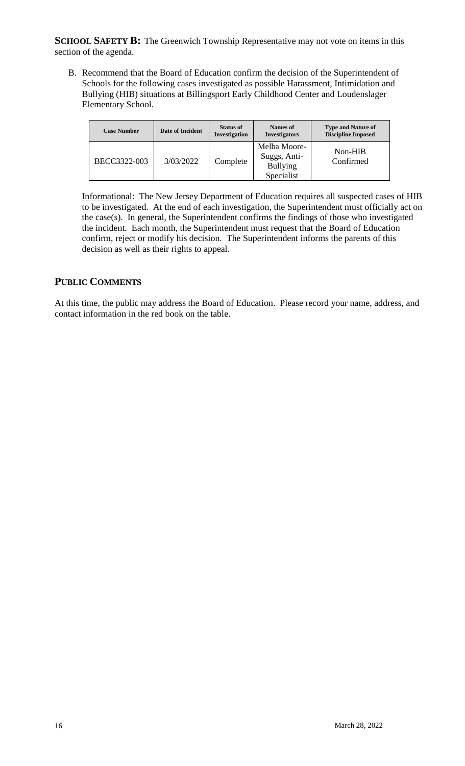**SCHOOL SAFETY B:** The Greenwich Township Representative may not vote on items in this section of the agenda.

B. Recommend that the Board of Education confirm the decision of the Superintendent of Schools for the following cases investigated as possible Harassment, Intimidation and Bullying (HIB) situations at Billingsport Early Childhood Center and Loudenslager Elementary School.

| Case Number | Date of Incident | Status of Investigation | Names of Investigators | Type and Nature of Discipline Imposed |
|---|---|---|---|---|
| BECC3322-003 | 3/03/2022 | Complete | Melba Moore-Suggs, Anti-Bullying Specialist | Non-HIB Confirmed |

Informational: The New Jersey Department of Education requires all suspected cases of HIB to be investigated. At the end of each investigation, the Superintendent must officially act on the case(s). In general, the Superintendent confirms the findings of those who investigated the incident. Each month, the Superintendent must request that the Board of Education confirm, reject or modify his decision. The Superintendent informs the parents of this decision as well as their rights to appeal.

## PUBLIC COMMENTS

At this time, the public may address the Board of Education. Please record your name, address, and contact information in the red book on the table.